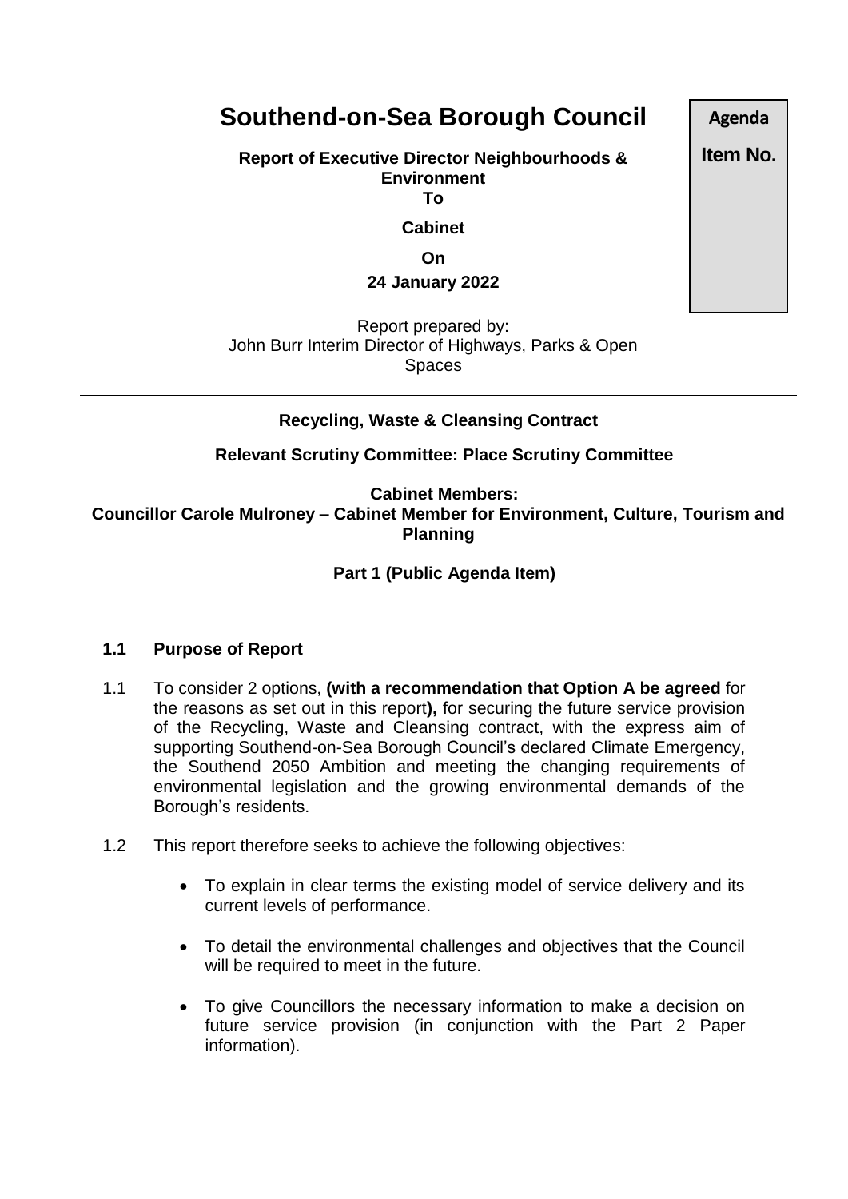# Southend-on-Sea Borough Council

**Agenda Item No.**

**Report of Executive Director Neighbourhoods & Environment**
**To**
**Cabinet**
**On**
**24 January 2022**

Report prepared by:
John Burr Interim Director of Highways, Parks & Open Spaces

---

**Recycling, Waste & Cleansing Contract**

**Relevant Scrutiny Committee: Place Scrutiny Committee**

**Cabinet Members:**
**Councillor Carole Mulroney – Cabinet Member for Environment, Culture, Tourism and Planning**

**Part 1 (Public Agenda Item)**

---

## 1.1 Purpose of Report

1.1 To consider 2 options, **(with a recommendation that Option A be agreed** for the reasons as set out in this report**),** for securing the future service provision of the Recycling, Waste and Cleansing contract, with the express aim of supporting Southend-on-Sea Borough Council's declared Climate Emergency, the Southend 2050 Ambition and meeting the changing requirements of environmental legislation and the growing environmental demands of the Borough's residents.

1.2 This report therefore seeks to achieve the following objectives:

- To explain in clear terms the existing model of service delivery and its current levels of performance.
- To detail the environmental challenges and objectives that the Council will be required to meet in the future.
- To give Councillors the necessary information to make a decision on future service provision (in conjunction with the Part 2 Paper information).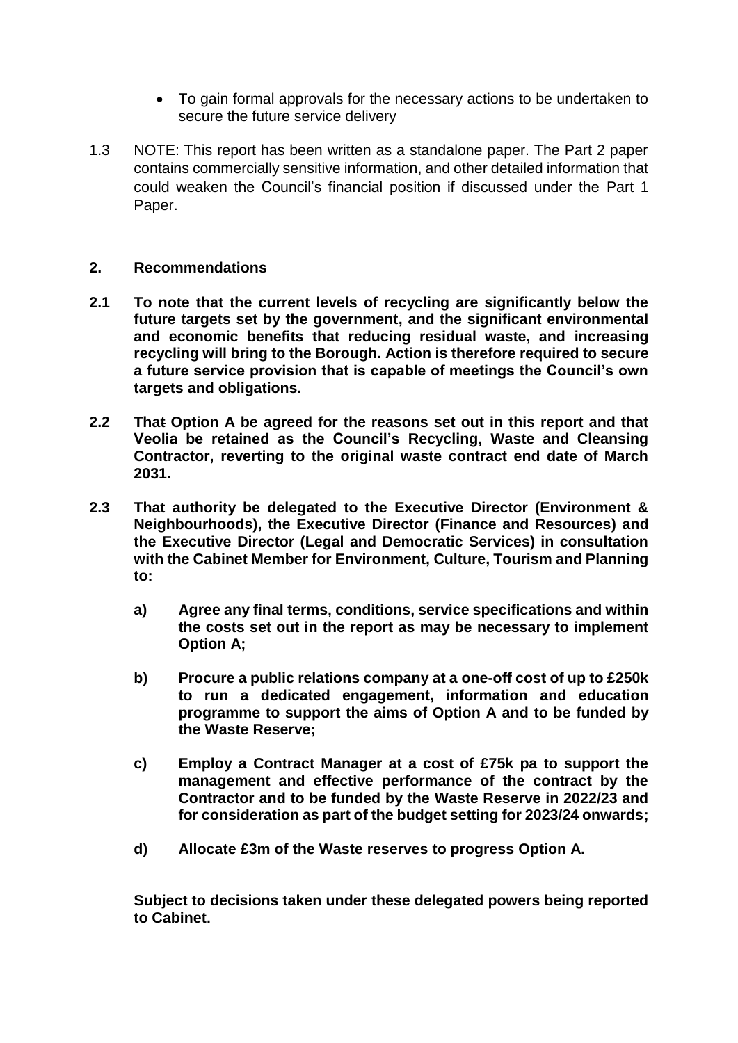- To gain formal approvals for the necessary actions to be undertaken to secure the future service delivery

1.3 NOTE: This report has been written as a standalone paper. The Part 2 paper contains commercially sensitive information, and other detailed information that could weaken the Council's financial position if discussed under the Part 1 Paper.

## 2. Recommendations

**2.1 To note that the current levels of recycling are significantly below the future targets set by the government, and the significant environmental and economic benefits that reducing residual waste, and increasing recycling will bring to the Borough. Action is therefore required to secure a future service provision that is capable of meetings the Council's own targets and obligations.**

**2.2 That Option A be agreed for the reasons set out in this report and that Veolia be retained as the Council's Recycling, Waste and Cleansing Contractor, reverting to the original waste contract end date of March 2031.**

**2.3 That authority be delegated to the Executive Director (Environment & Neighbourhoods), the Executive Director (Finance and Resources) and the Executive Director (Legal and Democratic Services) in consultation with the Cabinet Member for Environment, Culture, Tourism and Planning to:**

**a) Agree any final terms, conditions, service specifications and within the costs set out in the report as may be necessary to implement Option A;**

**b) Procure a public relations company at a one-off cost of up to £250k to run a dedicated engagement, information and education programme to support the aims of Option A and to be funded by the Waste Reserve;**

**c) Employ a Contract Manager at a cost of £75k pa to support the management and effective performance of the contract by the Contractor and to be funded by the Waste Reserve in 2022/23 and for consideration as part of the budget setting for 2023/24 onwards;**

**d) Allocate £3m of the Waste reserves to progress Option A.**

**Subject to decisions taken under these delegated powers being reported to Cabinet.**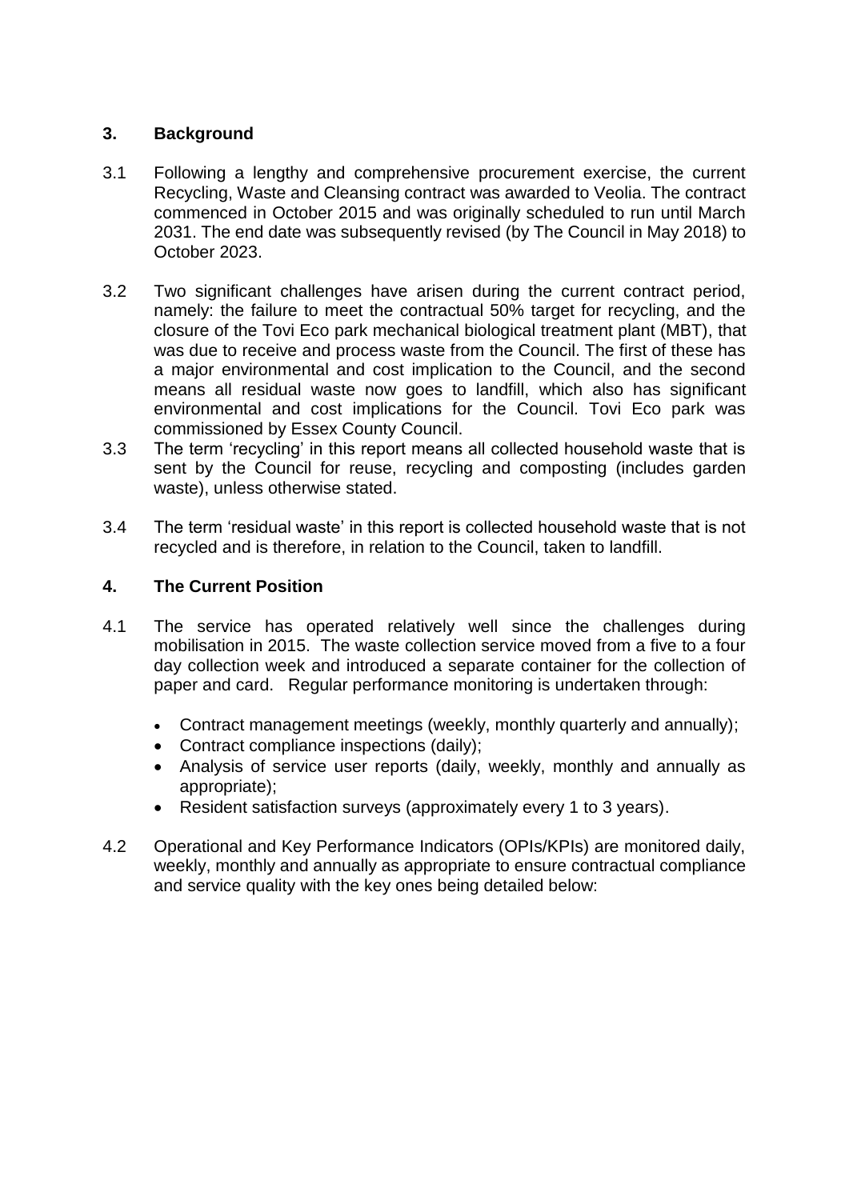## 3. Background

3.1 Following a lengthy and comprehensive procurement exercise, the current Recycling, Waste and Cleansing contract was awarded to Veolia. The contract commenced in October 2015 and was originally scheduled to run until March 2031. The end date was subsequently revised (by The Council in May 2018) to October 2023.

3.2 Two significant challenges have arisen during the current contract period, namely: the failure to meet the contractual 50% target for recycling, and the closure of the Tovi Eco park mechanical biological treatment plant (MBT), that was due to receive and process waste from the Council. The first of these has a major environmental and cost implication to the Council, and the second means all residual waste now goes to landfill, which also has significant environmental and cost implications for the Council. Tovi Eco park was commissioned by Essex County Council.

3.3 The term 'recycling' in this report means all collected household waste that is sent by the Council for reuse, recycling and composting (includes garden waste), unless otherwise stated.

3.4 The term 'residual waste' in this report is collected household waste that is not recycled and is therefore, in relation to the Council, taken to landfill.

## 4. The Current Position

4.1 The service has operated relatively well since the challenges during mobilisation in 2015. The waste collection service moved from a five to a four day collection week and introduced a separate container for the collection of paper and card. Regular performance monitoring is undertaken through:

- Contract management meetings (weekly, monthly quarterly and annually);
- Contract compliance inspections (daily);
- Analysis of service user reports (daily, weekly, monthly and annually as appropriate);
- Resident satisfaction surveys (approximately every 1 to 3 years).

4.2 Operational and Key Performance Indicators (OPIs/KPIs) are monitored daily, weekly, monthly and annually as appropriate to ensure contractual compliance and service quality with the key ones being detailed below: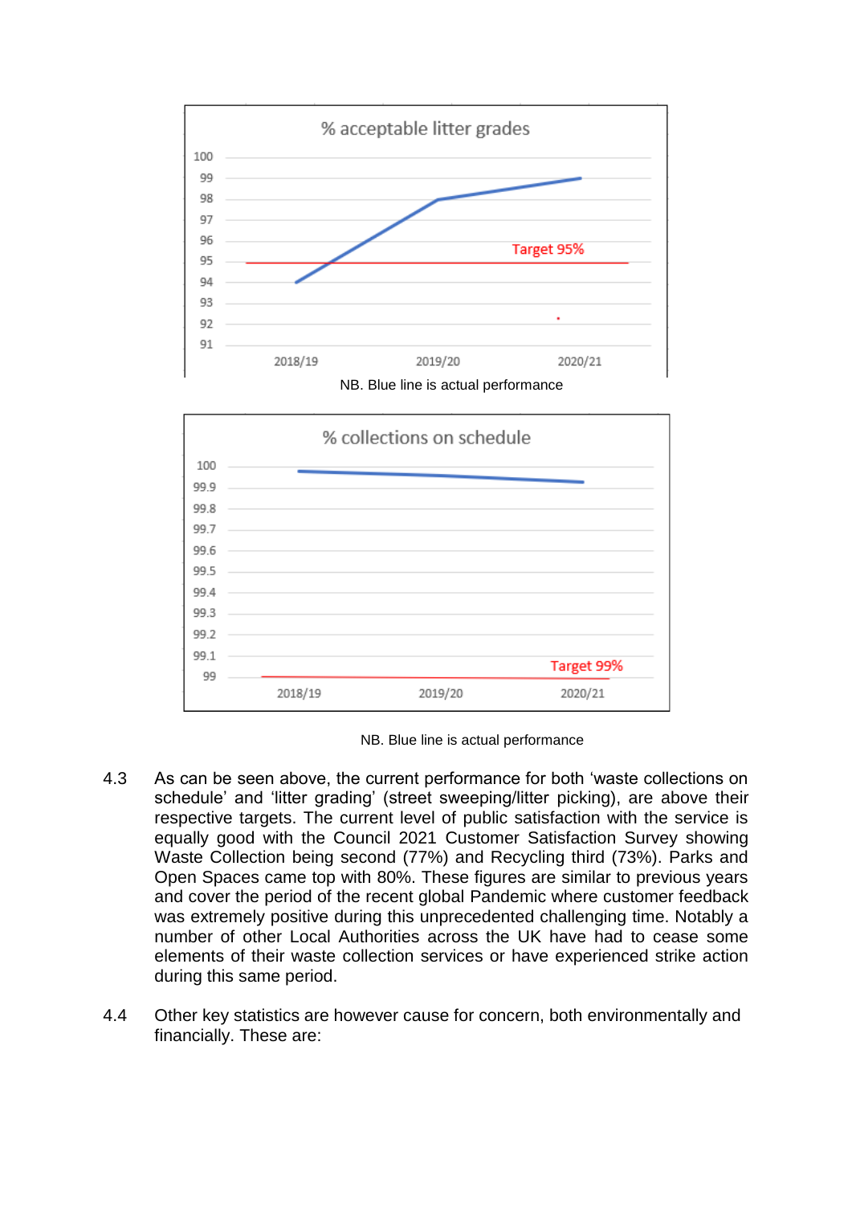NB. Blue line is actual performance

NB. Blue line is actual performance

4.3 As can be seen above, the current performance for both ‘waste collections on schedule’ and ‘litter grading’ (street sweeping/litter picking), are above their respective targets. The current level of public satisfaction with the service is equally good with the Council 2021 Customer Satisfaction Survey showing Waste Collection being second (77%) and Recycling third (73%). Parks and Open Spaces came top with 80%. These figures are similar to previous years and cover the period of the recent global Pandemic where customer feedback was extremely positive during this unprecedented challenging time. Notably a number of other Local Authorities across the UK have had to cease some elements of their waste collection services or have experienced strike action during this same period.

4.4 Other key statistics are however cause for concern, both environmentally and financially. These are: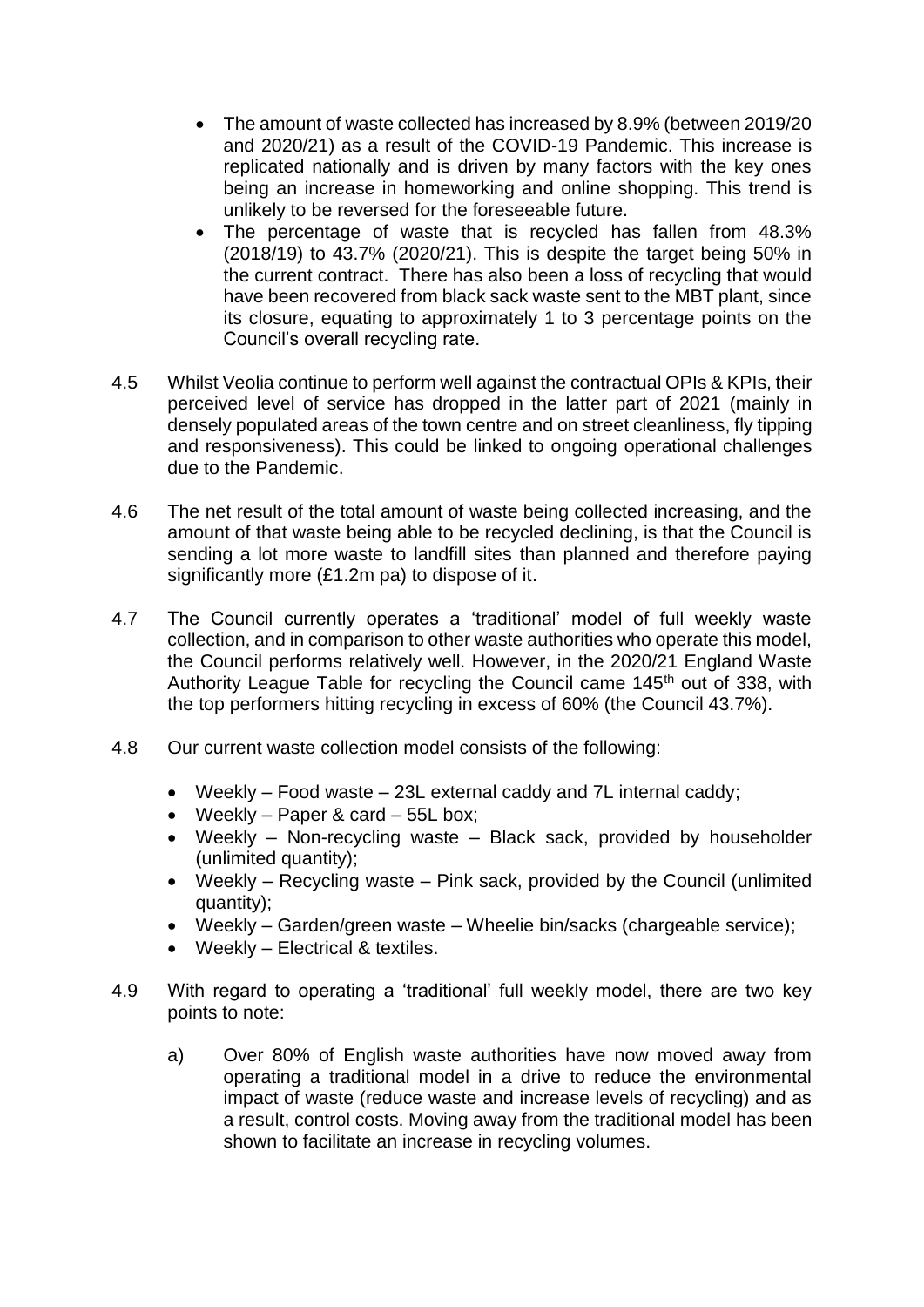- The amount of waste collected has increased by 8.9% (between 2019/20 and 2020/21) as a result of the COVID-19 Pandemic. This increase is replicated nationally and is driven by many factors with the key ones being an increase in homeworking and online shopping. This trend is unlikely to be reversed for the foreseeable future.
- The percentage of waste that is recycled has fallen from 48.3% (2018/19) to 43.7% (2020/21). This is despite the target being 50% in the current contract. There has also been a loss of recycling that would have been recovered from black sack waste sent to the MBT plant, since its closure, equating to approximately 1 to 3 percentage points on the Council's overall recycling rate.

4.5 Whilst Veolia continue to perform well against the contractual OPIs & KPIs, their perceived level of service has dropped in the latter part of 2021 (mainly in densely populated areas of the town centre and on street cleanliness, fly tipping and responsiveness). This could be linked to ongoing operational challenges due to the Pandemic.

4.6 The net result of the total amount of waste being collected increasing, and the amount of that waste being able to be recycled declining, is that the Council is sending a lot more waste to landfill sites than planned and therefore paying significantly more (£1.2m pa) to dispose of it.

4.7 The Council currently operates a 'traditional' model of full weekly waste collection, and in comparison to other waste authorities who operate this model, the Council performs relatively well. However, in the 2020/21 England Waste Authority League Table for recycling the Council came 145th out of 338, with the top performers hitting recycling in excess of 60% (the Council 43.7%).

4.8 Our current waste collection model consists of the following:

- Weekly – Food waste – 23L external caddy and 7L internal caddy;
- Weekly – Paper & card – 55L box;
- Weekly – Non-recycling waste – Black sack, provided by householder (unlimited quantity);
- Weekly – Recycling waste – Pink sack, provided by the Council (unlimited quantity);
- Weekly – Garden/green waste – Wheelie bin/sacks (chargeable service);
- Weekly – Electrical & textiles.

4.9 With regard to operating a 'traditional' full weekly model, there are two key points to note:

a) Over 80% of English waste authorities have now moved away from operating a traditional model in a drive to reduce the environmental impact of waste (reduce waste and increase levels of recycling) and as a result, control costs. Moving away from the traditional model has been shown to facilitate an increase in recycling volumes.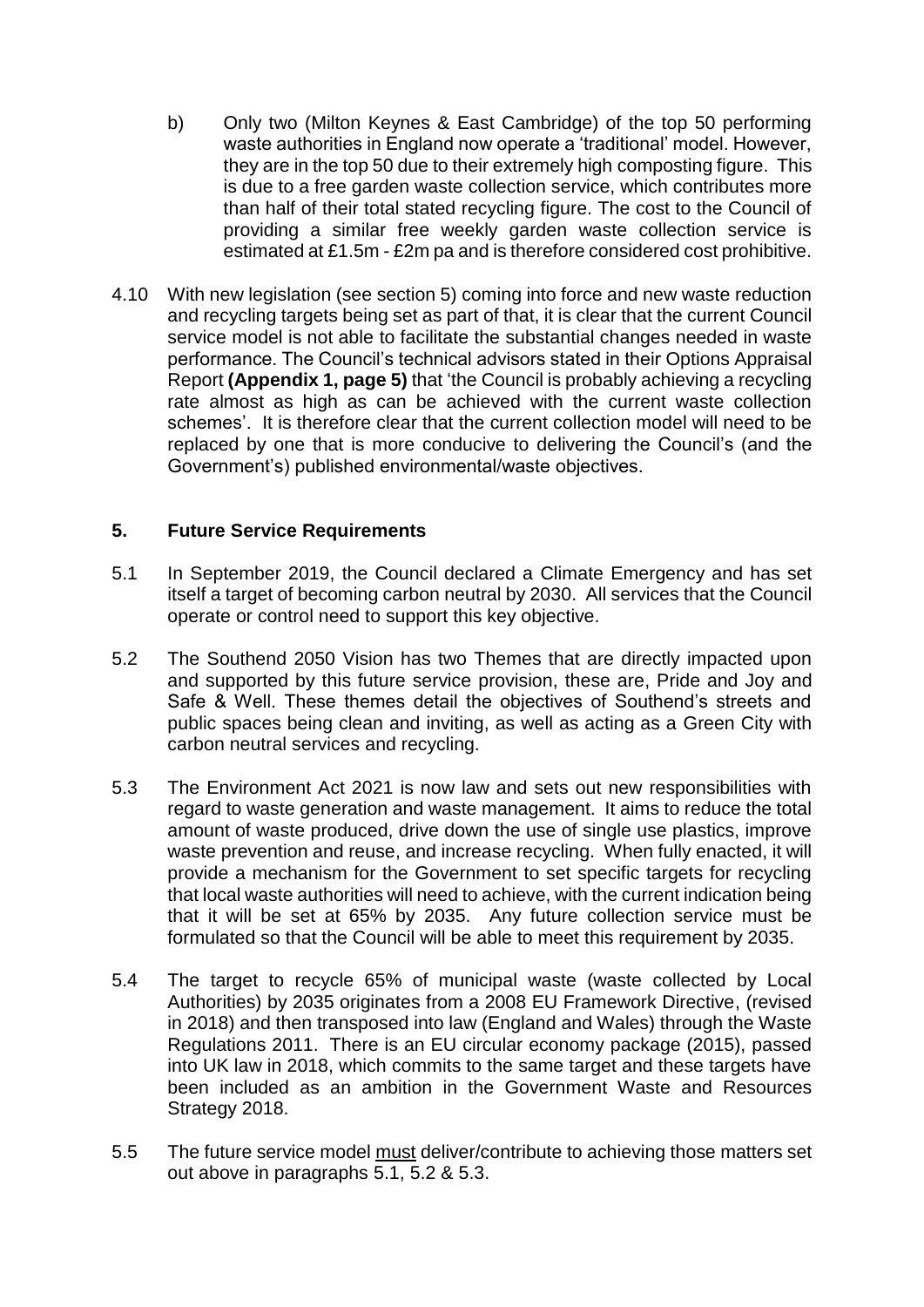b) Only two (Milton Keynes & East Cambridge) of the top 50 performing waste authorities in England now operate a 'traditional' model. However, they are in the top 50 due to their extremely high composting figure. This is due to a free garden waste collection service, which contributes more than half of their total stated recycling figure. The cost to the Council of providing a similar free weekly garden waste collection service is estimated at £1.5m - £2m pa and is therefore considered cost prohibitive.

4.10 With new legislation (see section 5) coming into force and new waste reduction and recycling targets being set as part of that, it is clear that the current Council service model is not able to facilitate the substantial changes needed in waste performance. The Council's technical advisors stated in their Options Appraisal Report **(Appendix 1, page 5)** that 'the Council is probably achieving a recycling rate almost as high as can be achieved with the current waste collection schemes'. It is therefore clear that the current collection model will need to be replaced by one that is more conducive to delivering the Council's (and the Government's) published environmental/waste objectives.

## 5. Future Service Requirements

5.1 In September 2019, the Council declared a Climate Emergency and has set itself a target of becoming carbon neutral by 2030. All services that the Council operate or control need to support this key objective.

5.2 The Southend 2050 Vision has two Themes that are directly impacted upon and supported by this future service provision, these are, Pride and Joy and Safe & Well. These themes detail the objectives of Southend's streets and public spaces being clean and inviting, as well as acting as a Green City with carbon neutral services and recycling.

5.3 The Environment Act 2021 is now law and sets out new responsibilities with regard to waste generation and waste management. It aims to reduce the total amount of waste produced, drive down the use of single use plastics, improve waste prevention and reuse, and increase recycling. When fully enacted, it will provide a mechanism for the Government to set specific targets for recycling that local waste authorities will need to achieve, with the current indication being that it will be set at 65% by 2035. Any future collection service must be formulated so that the Council will be able to meet this requirement by 2035.

5.4 The target to recycle 65% of municipal waste (waste collected by Local Authorities) by 2035 originates from a 2008 EU Framework Directive, (revised in 2018) and then transposed into law (England and Wales) through the Waste Regulations 2011. There is an EU circular economy package (2015), passed into UK law in 2018, which commits to the same target and these targets have been included as an ambition in the Government Waste and Resources Strategy 2018.

5.5 The future service model must deliver/contribute to achieving those matters set out above in paragraphs 5.1, 5.2 & 5.3.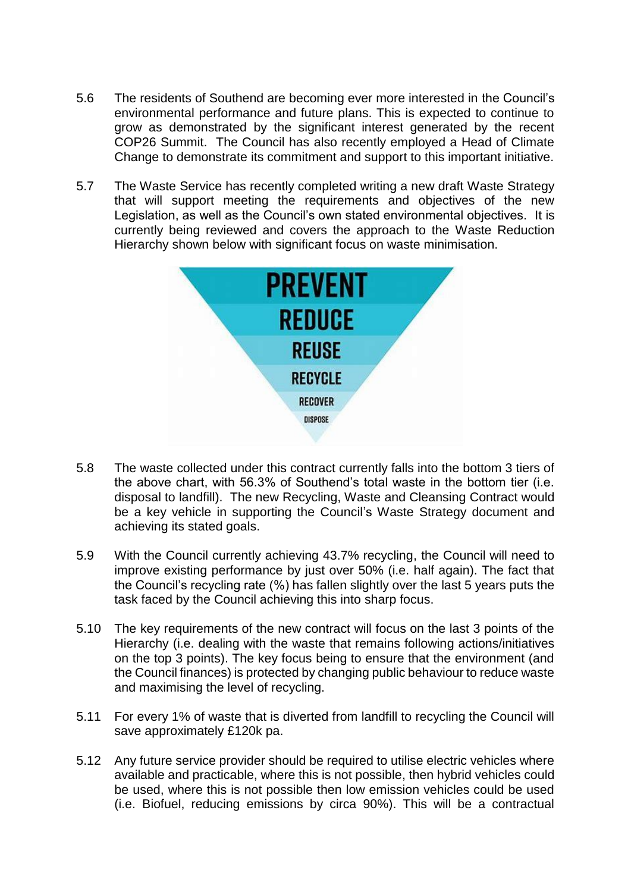5.6 The residents of Southend are becoming ever more interested in the Council's environmental performance and future plans. This is expected to continue to grow as demonstrated by the significant interest generated by the recent COP26 Summit. The Council has also recently employed a Head of Climate Change to demonstrate its commitment and support to this important initiative.

5.7 The Waste Service has recently completed writing a new draft Waste Strategy that will support meeting the requirements and objectives of the new Legislation, as well as the Council's own stated environmental objectives. It is currently being reviewed and covers the approach to the Waste Reduction Hierarchy shown below with significant focus on waste minimisation.

PREVENT

REDUCE

REUSE

RECYCLE

RECOVER

DISPOSE

5.8 The waste collected under this contract currently falls into the bottom 3 tiers of the above chart, with 56.3% of Southend's total waste in the bottom tier (i.e. disposal to landfill). The new Recycling, Waste and Cleansing Contract would be a key vehicle in supporting the Council's Waste Strategy document and achieving its stated goals.

5.9 With the Council currently achieving 43.7% recycling, the Council will need to improve existing performance by just over 50% (i.e. half again). The fact that the Council's recycling rate (%) has fallen slightly over the last 5 years puts the task faced by the Council achieving this into sharp focus.

5.10 The key requirements of the new contract will focus on the last 3 points of the Hierarchy (i.e. dealing with the waste that remains following actions/initiatives on the top 3 points). The key focus being to ensure that the environment (and the Council finances) is protected by changing public behaviour to reduce waste and maximising the level of recycling.

5.11 For every 1% of waste that is diverted from landfill to recycling the Council will save approximately £120k pa.

5.12 Any future service provider should be required to utilise electric vehicles where available and practicable, where this is not possible, then hybrid vehicles could be used, where this is not possible then low emission vehicles could be used (i.e. Biofuel, reducing emissions by circa 90%). This will be a contractual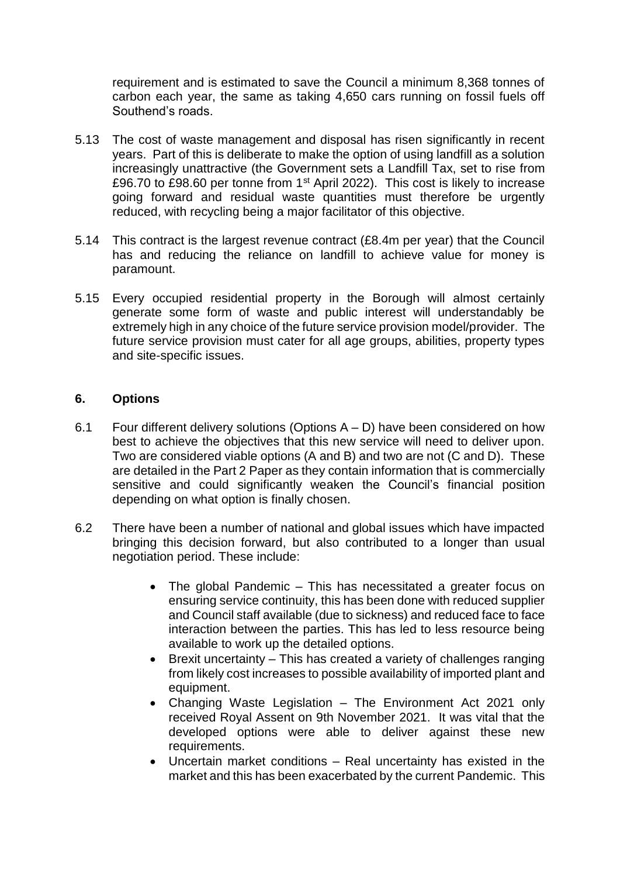requirement and is estimated to save the Council a minimum 8,368 tonnes of carbon each year, the same as taking 4,650 cars running on fossil fuels off Southend's roads.

5.13 The cost of waste management and disposal has risen significantly in recent years. Part of this is deliberate to make the option of using landfill as a solution increasingly unattractive (the Government sets a Landfill Tax, set to rise from £96.70 to £98.60 per tonne from 1st April 2022). This cost is likely to increase going forward and residual waste quantities must therefore be urgently reduced, with recycling being a major facilitator of this objective.

5.14 This contract is the largest revenue contract (£8.4m per year) that the Council has and reducing the reliance on landfill to achieve value for money is paramount.

5.15 Every occupied residential property in the Borough will almost certainly generate some form of waste and public interest will understandably be extremely high in any choice of the future service provision model/provider. The future service provision must cater for all age groups, abilities, property types and site-specific issues.

## 6. Options

6.1 Four different delivery solutions (Options A – D) have been considered on how best to achieve the objectives that this new service will need to deliver upon. Two are considered viable options (A and B) and two are not (C and D). These are detailed in the Part 2 Paper as they contain information that is commercially sensitive and could significantly weaken the Council's financial position depending on what option is finally chosen.

6.2 There have been a number of national and global issues which have impacted bringing this decision forward, but also contributed to a longer than usual negotiation period. These include:

- The global Pandemic – This has necessitated a greater focus on ensuring service continuity, this has been done with reduced supplier and Council staff available (due to sickness) and reduced face to face interaction between the parties. This has led to less resource being available to work up the detailed options.
- Brexit uncertainty – This has created a variety of challenges ranging from likely cost increases to possible availability of imported plant and equipment.
- Changing Waste Legislation – The Environment Act 2021 only received Royal Assent on 9th November 2021. It was vital that the developed options were able to deliver against these new requirements.
- Uncertain market conditions – Real uncertainty has existed in the market and this has been exacerbated by the current Pandemic. This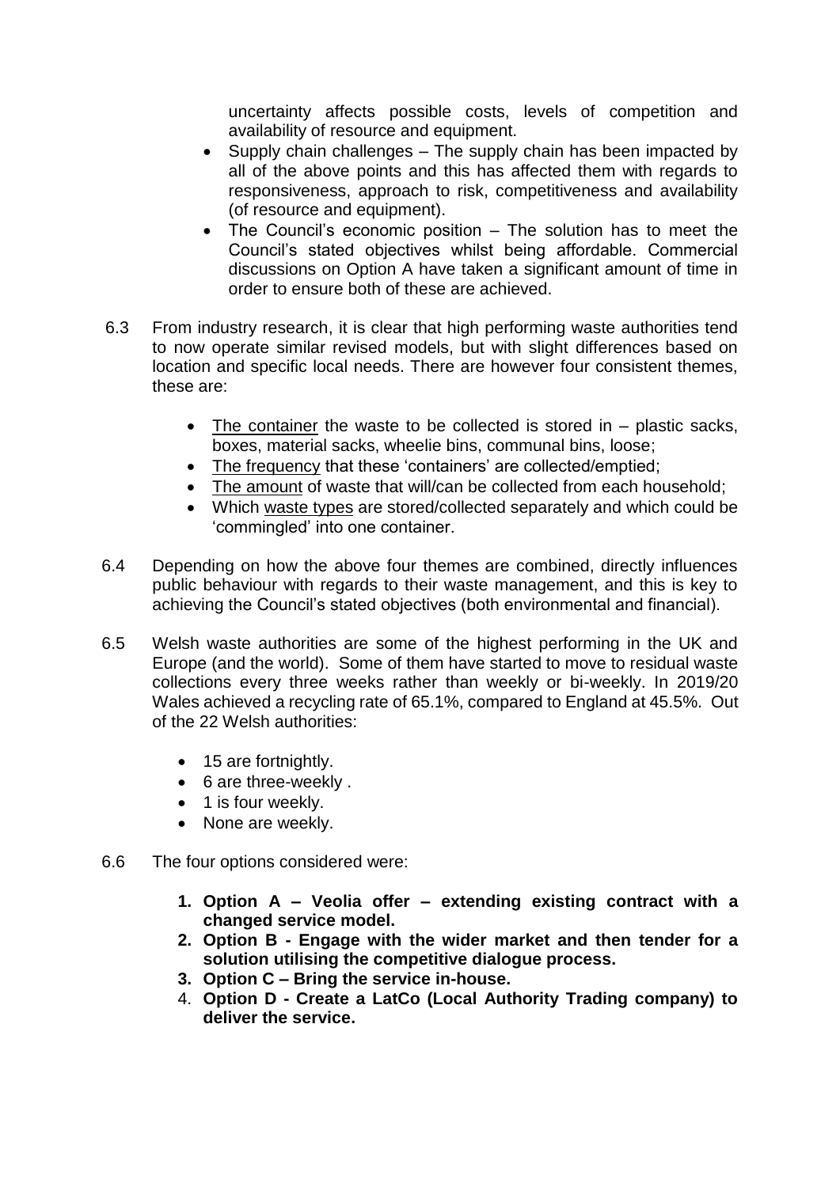uncertainty affects possible costs, levels of competition and availability of resource and equipment.

- Supply chain challenges – The supply chain has been impacted by all of the above points and this has affected them with regards to responsiveness, approach to risk, competitiveness and availability (of resource and equipment).
- The Council's economic position – The solution has to meet the Council's stated objectives whilst being affordable. Commercial discussions on Option A have taken a significant amount of time in order to ensure both of these are achieved.

6.3 From industry research, it is clear that high performing waste authorities tend to now operate similar revised models, but with slight differences based on location and specific local needs. There are however four consistent themes, these are:

- The container the waste to be collected is stored in – plastic sacks, boxes, material sacks, wheelie bins, communal bins, loose;
- The frequency that these 'containers' are collected/emptied;
- The amount of waste that will/can be collected from each household;
- Which waste types are stored/collected separately and which could be 'commingled' into one container.

6.4 Depending on how the above four themes are combined, directly influences public behaviour with regards to their waste management, and this is key to achieving the Council's stated objectives (both environmental and financial).

6.5 Welsh waste authorities are some of the highest performing in the UK and Europe (and the world). Some of them have started to move to residual waste collections every three weeks rather than weekly or bi-weekly. In 2019/20 Wales achieved a recycling rate of 65.1%, compared to England at 45.5%. Out of the 22 Welsh authorities:

- 15 are fortnightly.
- 6 are three-weekly .
- 1 is four weekly.
- None are weekly.

6.6 The four options considered were:

1. **Option A – Veolia offer – extending existing contract with a changed service model.**
2. **Option B - Engage with the wider market and then tender for a solution utilising the competitive dialogue process.**
3. **Option C – Bring the service in-house.**
4. **Option D - Create a LatCo (Local Authority Trading company) to deliver the service.**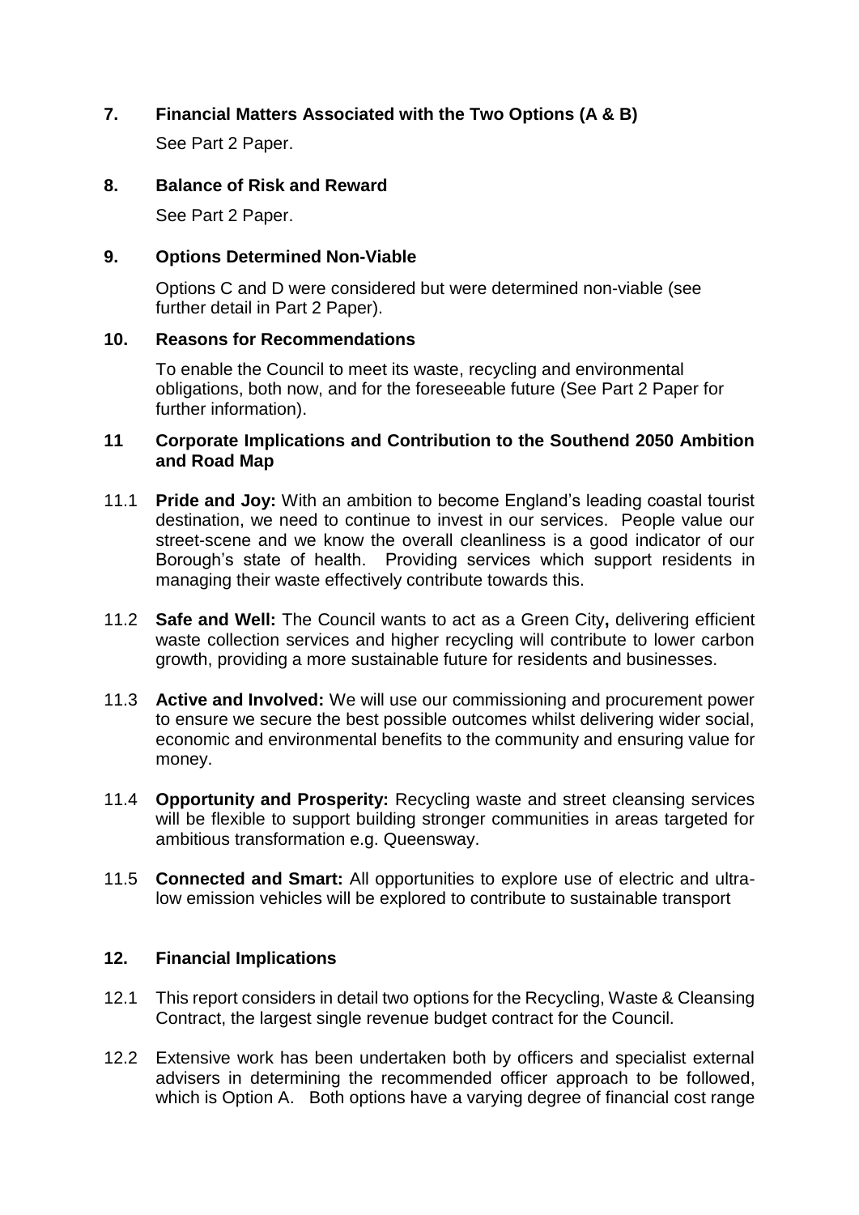## 7. Financial Matters Associated with the Two Options (A & B)

See Part 2 Paper.

## 8. Balance of Risk and Reward

See Part 2 Paper.

## 9. Options Determined Non-Viable

Options C and D were considered but were determined non-viable (see further detail in Part 2 Paper).

## 10. Reasons for Recommendations

To enable the Council to meet its waste, recycling and environmental obligations, both now, and for the foreseeable future (See Part 2 Paper for further information).

## 11 Corporate Implications and Contribution to the Southend 2050 Ambition and Road Map

11.1 **Pride and Joy:** With an ambition to become England's leading coastal tourist destination, we need to continue to invest in our services. People value our street-scene and we know the overall cleanliness is a good indicator of our Borough's state of health. Providing services which support residents in managing their waste effectively contribute towards this.

11.2 **Safe and Well:** The Council wants to act as a Green City**,** delivering efficient waste collection services and higher recycling will contribute to lower carbon growth, providing a more sustainable future for residents and businesses.

11.3 **Active and Involved:** We will use our commissioning and procurement power to ensure we secure the best possible outcomes whilst delivering wider social, economic and environmental benefits to the community and ensuring value for money.

11.4 **Opportunity and Prosperity:** Recycling waste and street cleansing services will be flexible to support building stronger communities in areas targeted for ambitious transformation e.g. Queensway.

11.5 **Connected and Smart:** All opportunities to explore use of electric and ultra-low emission vehicles will be explored to contribute to sustainable transport

## 12. Financial Implications

12.1 This report considers in detail two options for the Recycling, Waste & Cleansing Contract, the largest single revenue budget contract for the Council.

12.2 Extensive work has been undertaken both by officers and specialist external advisers in determining the recommended officer approach to be followed, which is Option A. Both options have a varying degree of financial cost range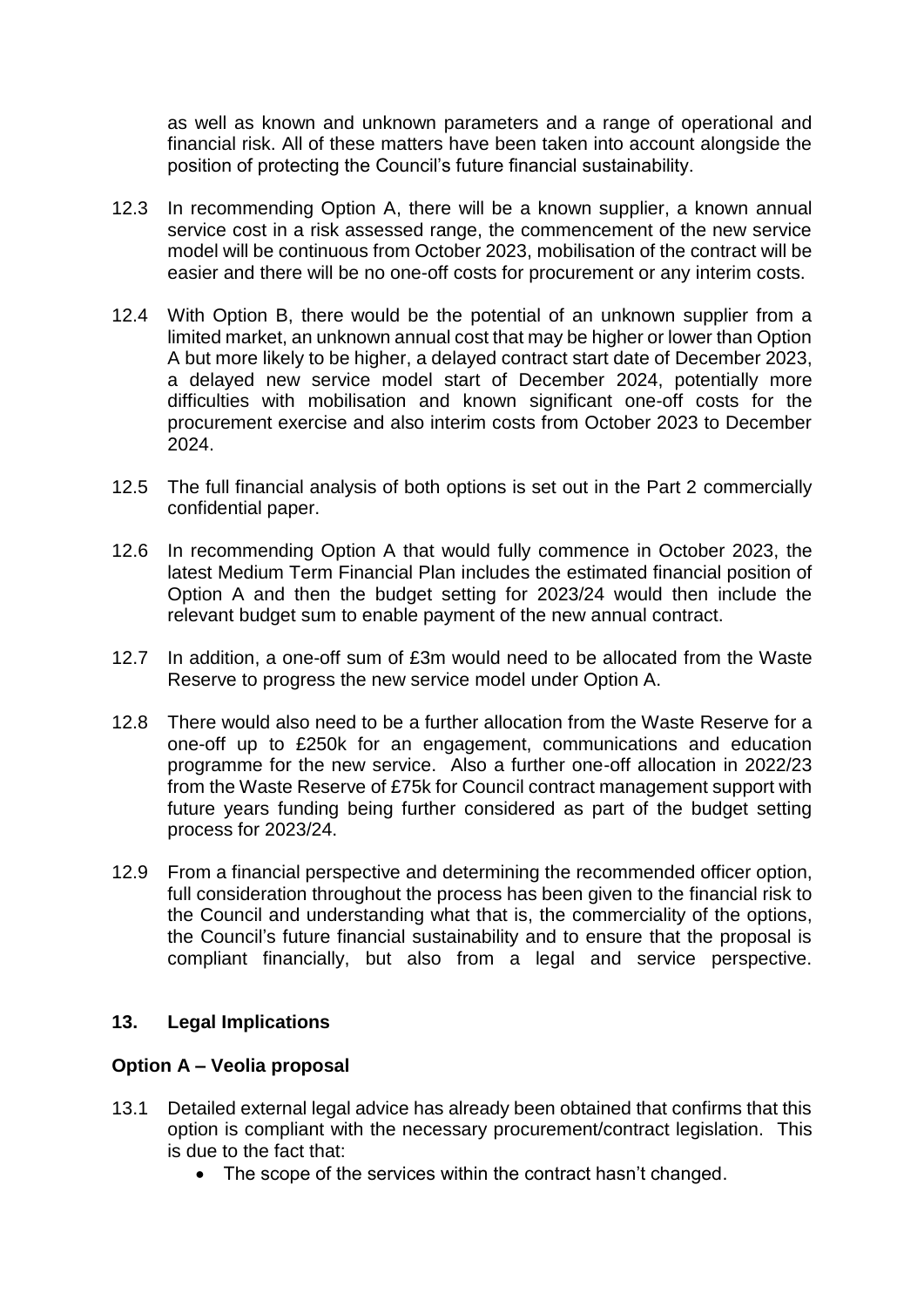as well as known and unknown parameters and a range of operational and financial risk. All of these matters have been taken into account alongside the position of protecting the Council's future financial sustainability.

12.3 In recommending Option A, there will be a known supplier, a known annual service cost in a risk assessed range, the commencement of the new service model will be continuous from October 2023, mobilisation of the contract will be easier and there will be no one-off costs for procurement or any interim costs.

12.4 With Option B, there would be the potential of an unknown supplier from a limited market, an unknown annual cost that may be higher or lower than Option A but more likely to be higher, a delayed contract start date of December 2023, a delayed new service model start of December 2024, potentially more difficulties with mobilisation and known significant one-off costs for the procurement exercise and also interim costs from October 2023 to December 2024.

12.5 The full financial analysis of both options is set out in the Part 2 commercially confidential paper.

12.6 In recommending Option A that would fully commence in October 2023, the latest Medium Term Financial Plan includes the estimated financial position of Option A and then the budget setting for 2023/24 would then include the relevant budget sum to enable payment of the new annual contract.

12.7 In addition, a one-off sum of £3m would need to be allocated from the Waste Reserve to progress the new service model under Option A.

12.8 There would also need to be a further allocation from the Waste Reserve for a one-off up to £250k for an engagement, communications and education programme for the new service. Also a further one-off allocation in 2022/23 from the Waste Reserve of £75k for Council contract management support with future years funding being further considered as part of the budget setting process for 2023/24.

12.9 From a financial perspective and determining the recommended officer option, full consideration throughout the process has been given to the financial risk to the Council and understanding what that is, the commerciality of the options, the Council's future financial sustainability and to ensure that the proposal is compliant financially, but also from a legal and service perspective.

## 13. Legal Implications

### Option A – Veolia proposal

13.1 Detailed external legal advice has already been obtained that confirms that this option is compliant with the necessary procurement/contract legislation. This is due to the fact that:

- The scope of the services within the contract hasn't changed.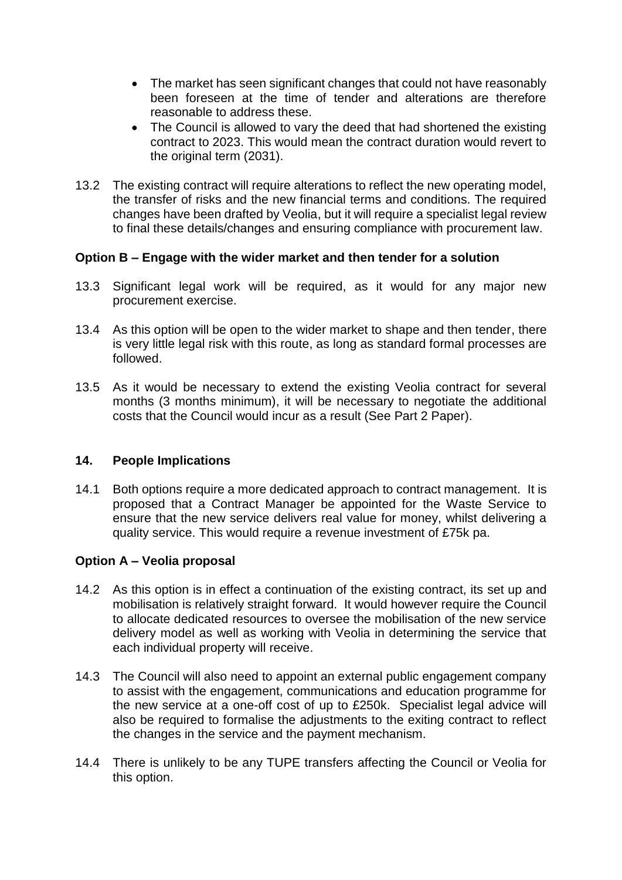- The market has seen significant changes that could not have reasonably been foreseen at the time of tender and alterations are therefore reasonable to address these.
- The Council is allowed to vary the deed that had shortened the existing contract to 2023. This would mean the contract duration would revert to the original term (2031).

13.2 The existing contract will require alterations to reflect the new operating model, the transfer of risks and the new financial terms and conditions. The required changes have been drafted by Veolia, but it will require a specialist legal review to final these details/changes and ensuring compliance with procurement law.

**Option B – Engage with the wider market and then tender for a solution**

13.3 Significant legal work will be required, as it would for any major new procurement exercise.

13.4 As this option will be open to the wider market to shape and then tender, there is very little legal risk with this route, as long as standard formal processes are followed.

13.5 As it would be necessary to extend the existing Veolia contract for several months (3 months minimum), it will be necessary to negotiate the additional costs that the Council would incur as a result (See Part 2 Paper).

## 14. People Implications

14.1 Both options require a more dedicated approach to contract management. It is proposed that a Contract Manager be appointed for the Waste Service to ensure that the new service delivers real value for money, whilst delivering a quality service. This would require a revenue investment of £75k pa.

**Option A – Veolia proposal**

14.2 As this option is in effect a continuation of the existing contract, its set up and mobilisation is relatively straight forward. It would however require the Council to allocate dedicated resources to oversee the mobilisation of the new service delivery model as well as working with Veolia in determining the service that each individual property will receive.

14.3 The Council will also need to appoint an external public engagement company to assist with the engagement, communications and education programme for the new service at a one-off cost of up to £250k. Specialist legal advice will also be required to formalise the adjustments to the exiting contract to reflect the changes in the service and the payment mechanism.

14.4 There is unlikely to be any TUPE transfers affecting the Council or Veolia for this option.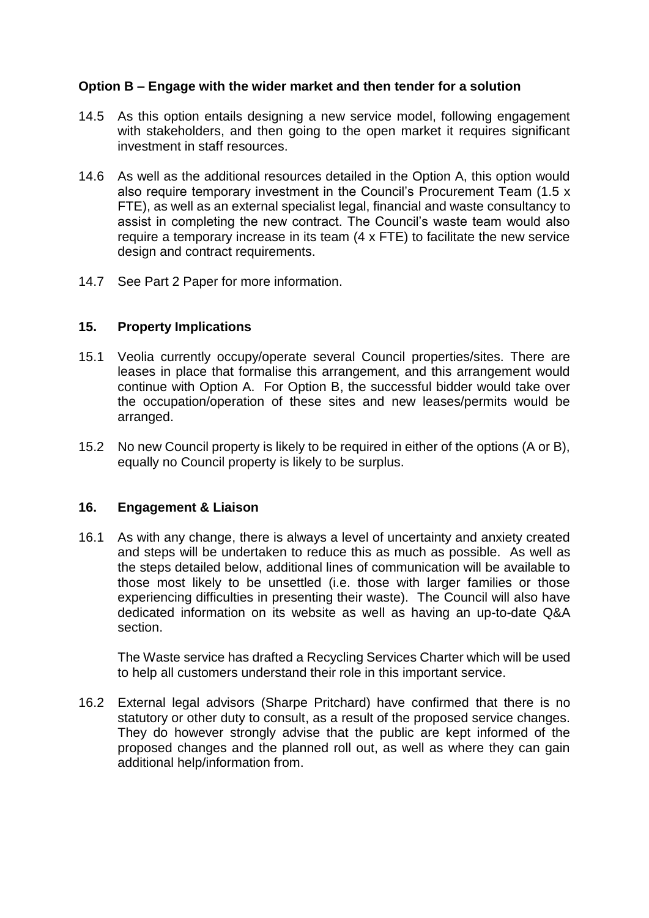**Option B – Engage with the wider market and then tender for a solution**

14.5 As this option entails designing a new service model, following engagement with stakeholders, and then going to the open market it requires significant investment in staff resources.

14.6 As well as the additional resources detailed in the Option A, this option would also require temporary investment in the Council's Procurement Team (1.5 x FTE), as well as an external specialist legal, financial and waste consultancy to assist in completing the new contract. The Council's waste team would also require a temporary increase in its team (4 x FTE) to facilitate the new service design and contract requirements.

14.7 See Part 2 Paper for more information.

## 15. Property Implications

15.1 Veolia currently occupy/operate several Council properties/sites. There are leases in place that formalise this arrangement, and this arrangement would continue with Option A. For Option B, the successful bidder would take over the occupation/operation of these sites and new leases/permits would be arranged.

15.2 No new Council property is likely to be required in either of the options (A or B), equally no Council property is likely to be surplus.

## 16. Engagement & Liaison

16.1 As with any change, there is always a level of uncertainty and anxiety created and steps will be undertaken to reduce this as much as possible. As well as the steps detailed below, additional lines of communication will be available to those most likely to be unsettled (i.e. those with larger families or those experiencing difficulties in presenting their waste). The Council will also have dedicated information on its website as well as having an up-to-date Q&A section.

The Waste service has drafted a Recycling Services Charter which will be used to help all customers understand their role in this important service.

16.2 External legal advisors (Sharpe Pritchard) have confirmed that there is no statutory or other duty to consult, as a result of the proposed service changes. They do however strongly advise that the public are kept informed of the proposed changes and the planned roll out, as well as where they can gain additional help/information from.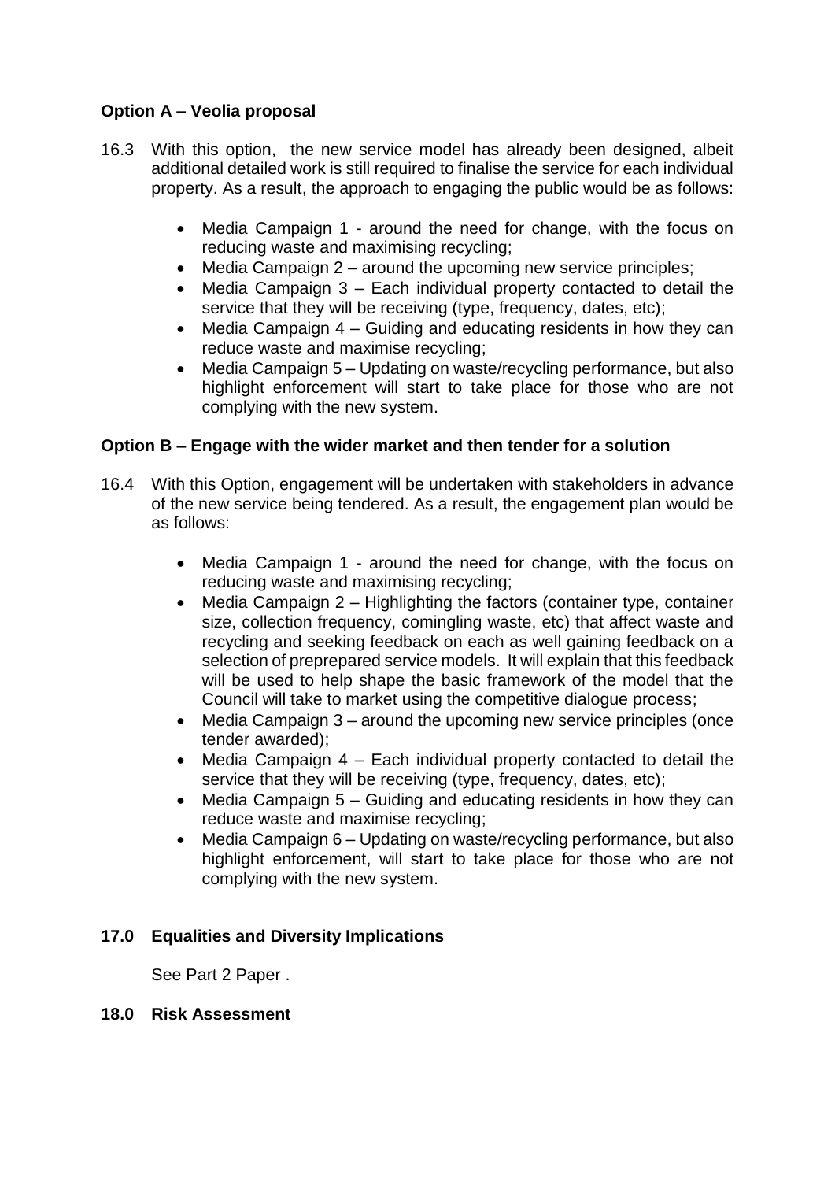**Option A – Veolia proposal**

16.3 With this option, the new service model has already been designed, albeit additional detailed work is still required to finalise the service for each individual property. As a result, the approach to engaging the public would be as follows:

- Media Campaign 1 - around the need for change, with the focus on reducing waste and maximising recycling;
- Media Campaign 2 – around the upcoming new service principles;
- Media Campaign 3 – Each individual property contacted to detail the service that they will be receiving (type, frequency, dates, etc);
- Media Campaign 4 – Guiding and educating residents in how they can reduce waste and maximise recycling;
- Media Campaign 5 – Updating on waste/recycling performance, but also highlight enforcement will start to take place for those who are not complying with the new system.

**Option B – Engage with the wider market and then tender for a solution**

16.4 With this Option, engagement will be undertaken with stakeholders in advance of the new service being tendered. As a result, the engagement plan would be as follows:

- Media Campaign 1 - around the need for change, with the focus on reducing waste and maximising recycling;
- Media Campaign 2 – Highlighting the factors (container type, container size, collection frequency, comingling waste, etc) that affect waste and recycling and seeking feedback on each as well gaining feedback on a selection of preprepared service models. It will explain that this feedback will be used to help shape the basic framework of the model that the Council will take to market using the competitive dialogue process;
- Media Campaign 3 – around the upcoming new service principles (once tender awarded);
- Media Campaign 4 – Each individual property contacted to detail the service that they will be receiving (type, frequency, dates, etc);
- Media Campaign 5 – Guiding and educating residents in how they can reduce waste and maximise recycling;
- Media Campaign 6 – Updating on waste/recycling performance, but also highlight enforcement, will start to take place for those who are not complying with the new system.

## 17.0 Equalities and Diversity Implications

See Part 2 Paper .

## 18.0 Risk Assessment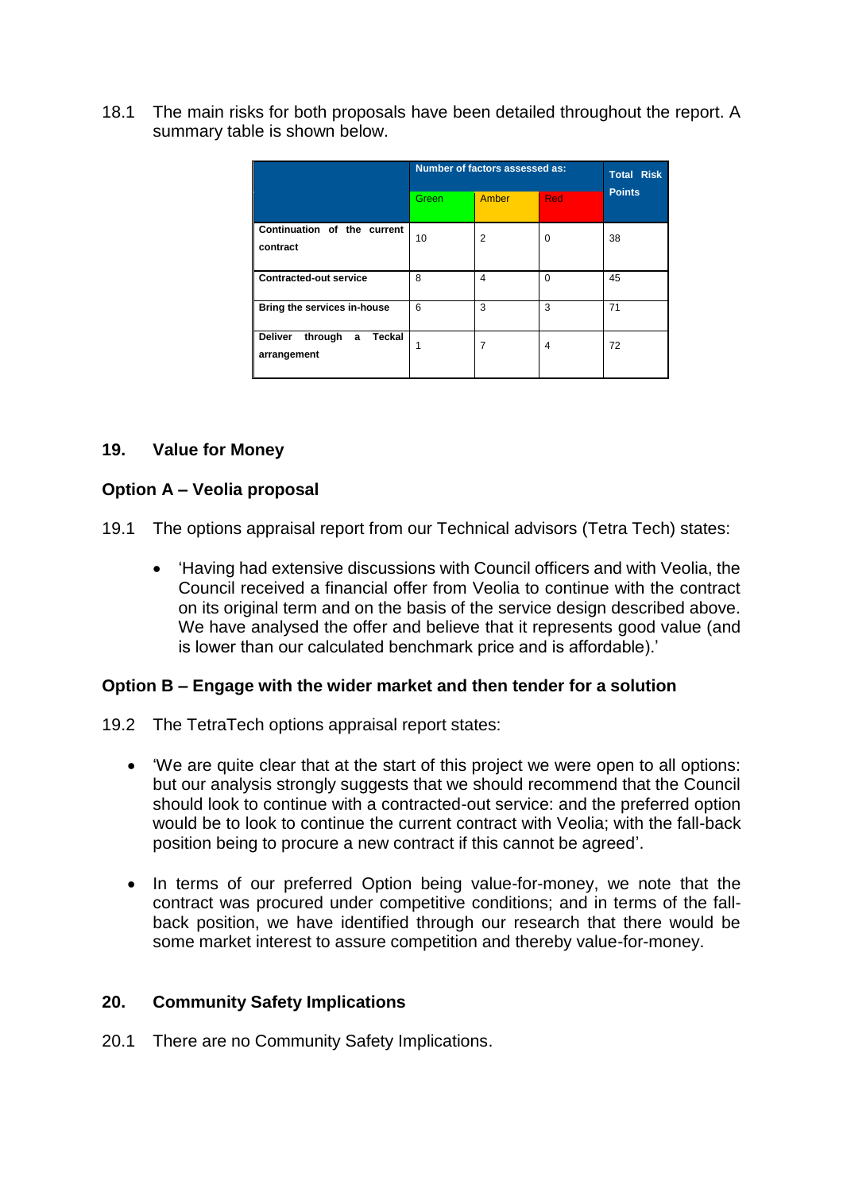18.1 The main risks for both proposals have been detailed throughout the report. A summary table is shown below.

| | Number of factors assessed as: | | | Total Risk Points |
|---|---|---|---|---|
| | Green | Amber | Red | |
| **Continuation of the current contract** | 10 | 2 | 0 | 38 |
| **Contracted-out service** | 8 | 4 | 0 | 45 |
| **Bring the services in-house** | 6 | 3 | 3 | 71 |
| **Deliver through a Teckal arrangement** | 1 | 7 | 4 | 72 |

## 19. Value for Money

### Option A – Veolia proposal

19.1 The options appraisal report from our Technical advisors (Tetra Tech) states:

- 'Having had extensive discussions with Council officers and with Veolia, the Council received a financial offer from Veolia to continue with the contract on its original term and on the basis of the service design described above. We have analysed the offer and believe that it represents good value (and is lower than our calculated benchmark price and is affordable).'

### Option B – Engage with the wider market and then tender for a solution

19.2 The TetraTech options appraisal report states:

- 'We are quite clear that at the start of this project we were open to all options: but our analysis strongly suggests that we should recommend that the Council should look to continue with a contracted-out service: and the preferred option would be to look to continue the current contract with Veolia; with the fall-back position being to procure a new contract if this cannot be agreed'.

- In terms of our preferred Option being value-for-money, we note that the contract was procured under competitive conditions; and in terms of the fall-back position, we have identified through our research that there would be some market interest to assure competition and thereby value-for-money.

## 20. Community Safety Implications

20.1 There are no Community Safety Implications.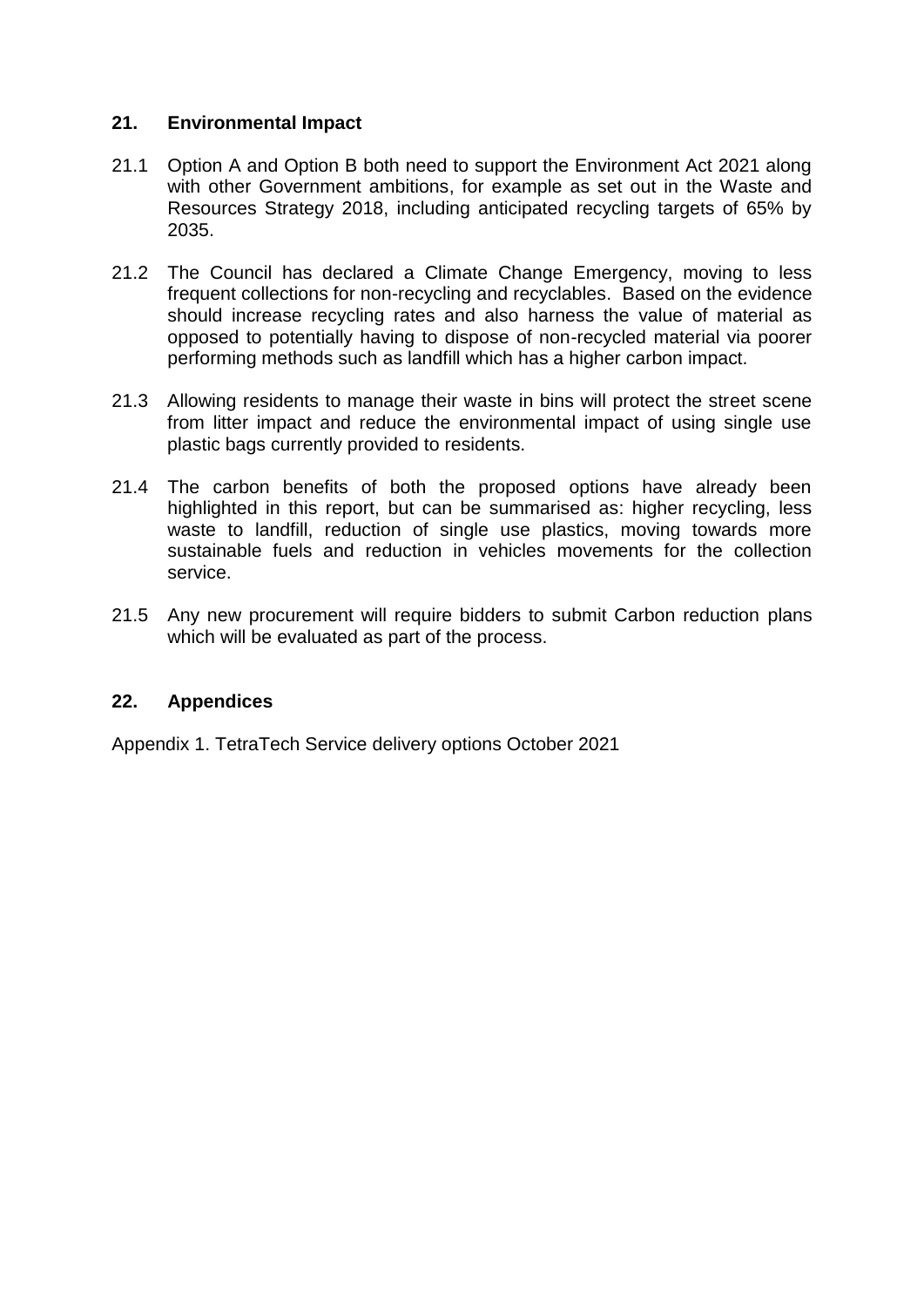## 21. Environmental Impact

21.1 Option A and Option B both need to support the Environment Act 2021 along with other Government ambitions, for example as set out in the Waste and Resources Strategy 2018, including anticipated recycling targets of 65% by 2035.

21.2 The Council has declared a Climate Change Emergency, moving to less frequent collections for non-recycling and recyclables. Based on the evidence should increase recycling rates and also harness the value of material as opposed to potentially having to dispose of non-recycled material via poorer performing methods such as landfill which has a higher carbon impact.

21.3 Allowing residents to manage their waste in bins will protect the street scene from litter impact and reduce the environmental impact of using single use plastic bags currently provided to residents.

21.4 The carbon benefits of both the proposed options have already been highlighted in this report, but can be summarised as: higher recycling, less waste to landfill, reduction of single use plastics, moving towards more sustainable fuels and reduction in vehicles movements for the collection service.

21.5 Any new procurement will require bidders to submit Carbon reduction plans which will be evaluated as part of the process.

## 22. Appendices

Appendix 1. TetraTech Service delivery options October 2021